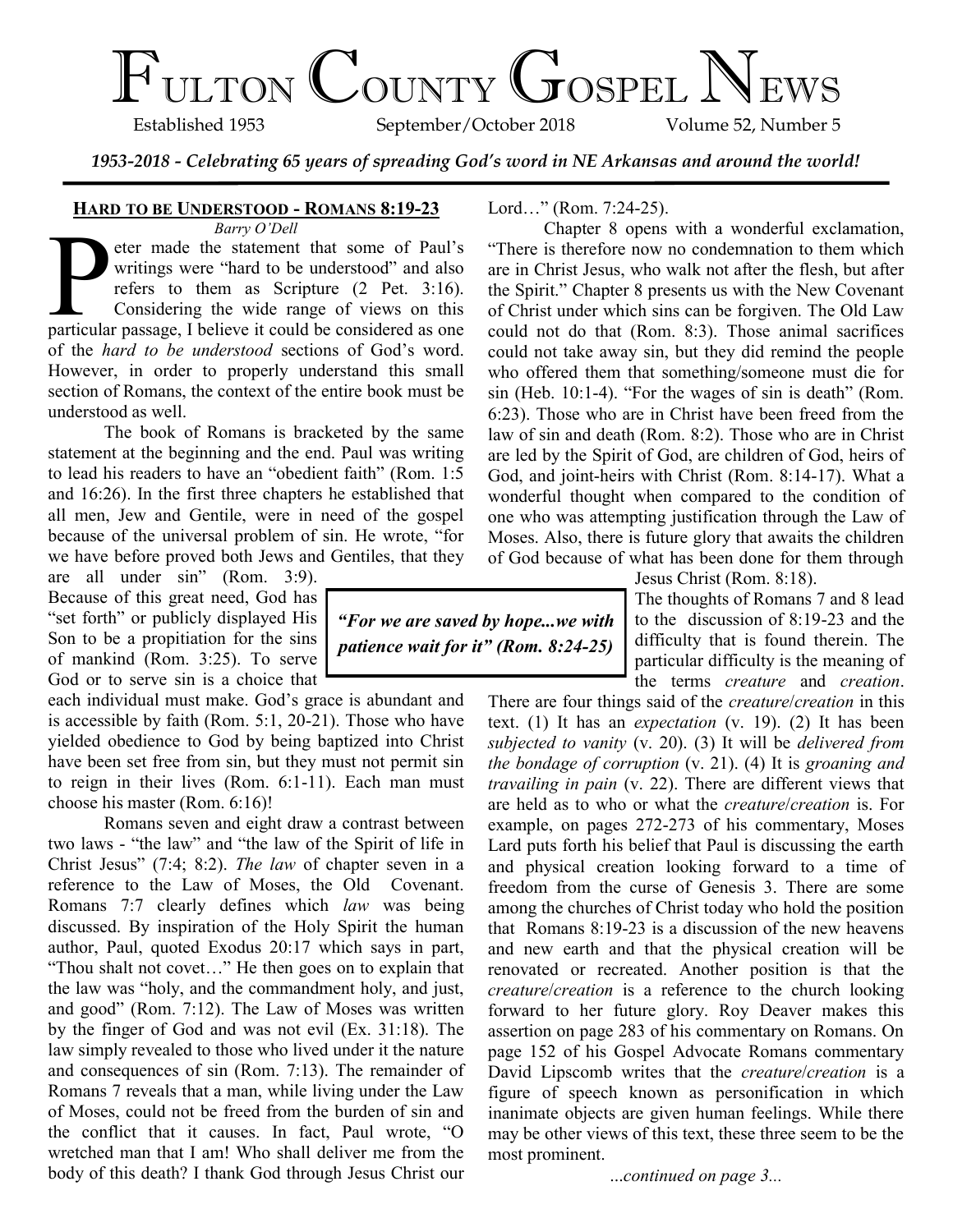# Fulton County Gospel News

Established 1953 September/October 2018 Volume 52, Number 5

*1953-2018 - Celebrating 65 years of spreading God's word in NE Arkansas and around the world!*

## Hard to be Understood - Romans 8:19-23

*Barry O'Dell*

Peter made the statement that some of Paul's writings were "hard to be understood" and also refers to them as Scripture (2 Pet. 3:16). Considering the wide range of views on this particular passage, I believe it could be considered as one of the *hard to be understood* sections of God's word. However, in order to properly understand this small section of Romans, the context of the entire book must be understood as well.

The book of Romans is bracketed by the same statement at the beginning and the end. Paul was writing to lead his readers to have an "obedient faith" (Rom. 1:5 and 16:26). In the first three chapters he established that all men, Jew and Gentile, were in need of the gospel because of the universal problem of sin. He wrote, "for we have before proved both Jews and Gentiles, that they are all under sin" (Rom. 3:9). Because of this great need, God has "set forth" or publicly displayed His Son to be a propitiation for the sins of mankind (Rom. 3:25). To serve God or to serve sin is a choice that each individual must make. God's grace is abundant and is accessible by faith (Rom. 5:1, 20-21). Those who have yielded obedience to God by being baptized into Christ have been set free from sin, but they must not permit sin to reign in their lives (Rom. 6:1-11). Each man must choose his master (Rom. 6:16)!

Romans seven and eight draw a contrast between two laws - "the law" and "the law of the Spirit of life in Christ Jesus" (7:4; 8:2). *The law* of chapter seven in a reference to the Law of Moses, the Old Covenant. Romans 7:7 clearly defines which *law* was being discussed. By inspiration of the Holy Spirit the human author, Paul, quoted Exodus 20:17 which says in part, "Thou shalt not covet…" He then goes on to explain that the law was "holy, and the commandment holy, and just, and good" (Rom. 7:12). The Law of Moses was written by the finger of God and was not evil (Ex. 31:18). The law simply revealed to those who lived under it the nature and consequences of sin (Rom. 7:13). The remainder of Romans 7 reveals that a man, while living under the Law of Moses, could not be freed from the burden of sin and the conflict that it causes. In fact, Paul wrote, "O wretched man that I am! Who shall deliver me from the body of this death? I thank God through Jesus Christ our Lord…" (Rom. 7:24-25).

Chapter 8 opens with a wonderful exclamation, "There is therefore now no condemnation to them which are in Christ Jesus, who walk not after the flesh, but after the Spirit." Chapter 8 presents us with the New Covenant of Christ under which sins can be forgiven. The Old Law could not do that (Rom. 8:3). Those animal sacrifices could not take away sin, but they did remind the people who offered them that something/someone must die for sin (Heb. 10:1-4). "For the wages of sin is death" (Rom. 6:23). Those who are in Christ have been freed from the law of sin and death (Rom. 8:2). Those who are in Christ are led by the Spirit of God, are children of God, heirs of God, and joint-heirs with Christ (Rom. 8:14-17). What a wonderful thought when compared to the condition of one who was attempting justification through the Law of Moses. Also, there is future glory that awaits the children of God because of what has been done for them through Jesus Christ (Rom. 8:18).

> ***"For we are saved by hope...we with patience wait for it" (Rom. 8:24-25)***

The thoughts of Romans 7 and 8 lead to the discussion of 8:19-23 and the difficulty that is found therein. The particular difficulty is the meaning of the terms *creature* and *creation*. There are four things said of the *creature/creation* in this text. (1) It has an *expectation* (v. 19). (2) It has been *subjected to vanity* (v. 20). (3) It will be *delivered from the bondage of corruption* (v. 21). (4) It is *groaning and travailing in pain* (v. 22). There are different views that are held as to who or what the *creature/creation* is. For example, on pages 272-273 of his commentary, Moses Lard puts forth his belief that Paul is discussing the earth and physical creation looking forward to a time of freedom from the curse of Genesis 3. There are some among the churches of Christ today who hold the position that Romans 8:19-23 is a discussion of the new heavens and new earth and that the physical creation will be renovated or recreated. Another position is that the *creature/creation* is a reference to the church looking forward to her future glory. Roy Deaver makes this assertion on page 283 of his commentary on Romans. On page 152 of his Gospel Advocate Romans commentary David Lipscomb writes that the *creature/creation* is a figure of speech known as personification in which inanimate objects are given human feelings. While there may be other views of this text, these three seem to be the most prominent.

*...continued on page 3...*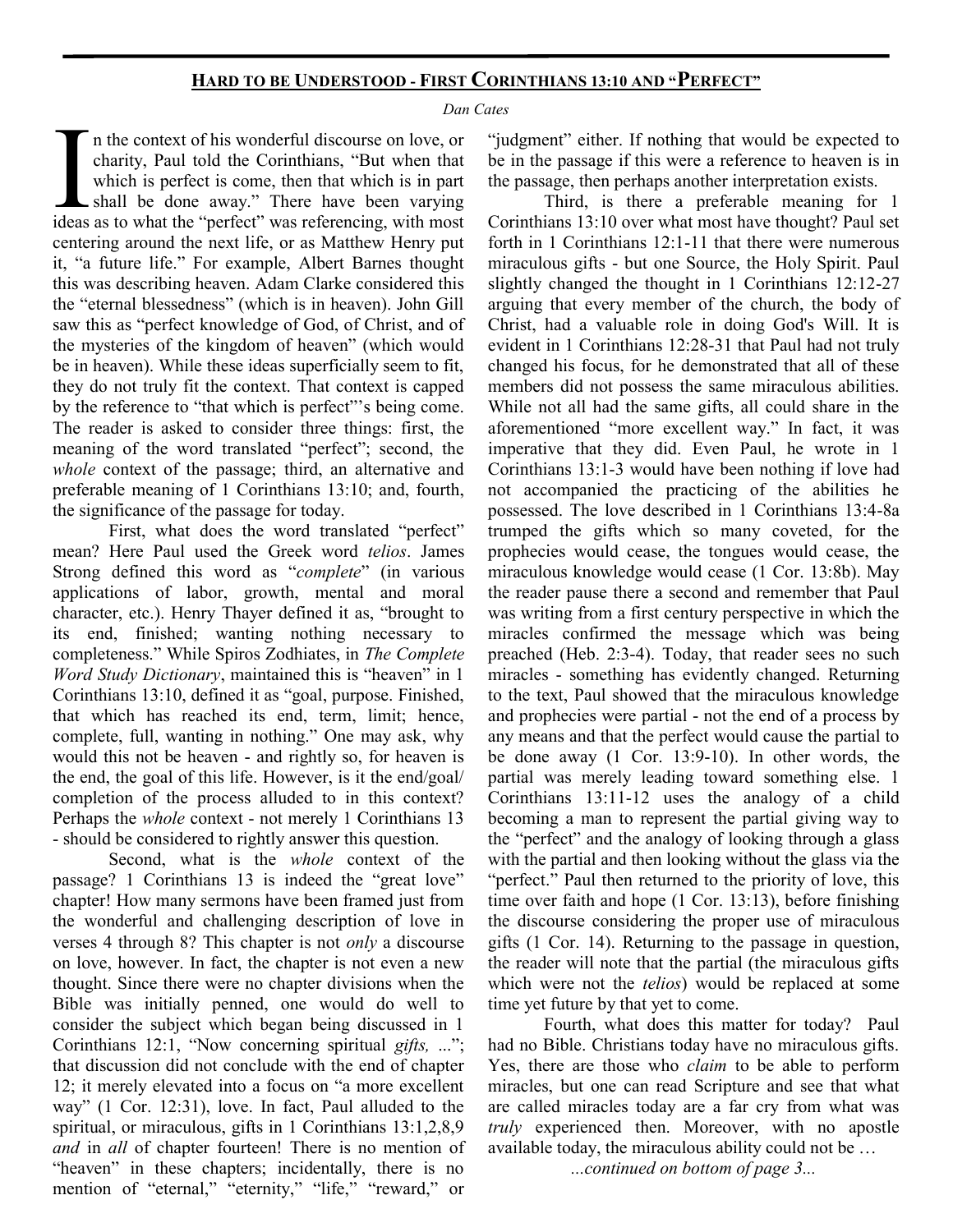## HARD TO BE UNDERSTOOD - FIRST CORINTHIANS 13:10 AND "PERFECT"

*Dan Cates*

In the context of his wonderful discourse on love, or charity, Paul told the Corinthians, "But when that which is perfect is come, then that which is in part shall be done away." There have been varying ideas as to what the "perfect" was referencing, with most centering around the next life, or as Matthew Henry put it, "a future life." For example, Albert Barnes thought this was describing heaven. Adam Clarke considered this the "eternal blessedness" (which is in heaven). John Gill saw this as "perfect knowledge of God, of Christ, and of the mysteries of the kingdom of heaven" (which would be in heaven). While these ideas superficially seem to fit, they do not truly fit the context. That context is capped by the reference to "that which is perfect"'s being come. The reader is asked to consider three things: first, the meaning of the word translated "perfect"; second, the *whole* context of the passage; third, an alternative and preferable meaning of 1 Corinthians 13:10; and, fourth, the significance of the passage for today.

First, what does the word translated "perfect" mean? Here Paul used the Greek word *telios*. James Strong defined this word as "*complete*" (in various applications of labor, growth, mental and moral character, etc.). Henry Thayer defined it as, "brought to its end, finished; wanting nothing necessary to completeness." While Spiros Zodhiates, in *The Complete Word Study Dictionary*, maintained this is "heaven" in 1 Corinthians 13:10, defined it as "goal, purpose. Finished, that which has reached its end, term, limit; hence, complete, full, wanting in nothing." One may ask, why would this not be heaven - and rightly so, for heaven is the end, the goal of this life. However, is it the end/goal/ completion of the process alluded to in this context? Perhaps the *whole* context - not merely 1 Corinthians 13 - should be considered to rightly answer this question.

Second, what is the *whole* context of the passage? 1 Corinthians 13 is indeed the "great love" chapter! How many sermons have been framed just from the wonderful and challenging description of love in verses 4 through 8? This chapter is not *only* a discourse on love, however. In fact, the chapter is not even a new thought. Since there were no chapter divisions when the Bible was initially penned, one would do well to consider the subject which began being discussed in 1 Corinthians 12:1, "Now concerning spiritual *gifts, ...*"; that discussion did not conclude with the end of chapter 12; it merely elevated into a focus on "a more excellent way" (1 Cor. 12:31), love. In fact, Paul alluded to the spiritual, or miraculous, gifts in 1 Corinthians 13:1,2,8,9 *and* in *all* of chapter fourteen! There is no mention of "heaven" in these chapters; incidentally, there is no mention of "eternal," "eternity," "life," "reward," or "judgment" either. If nothing that would be expected to be in the passage if this were a reference to heaven is in the passage, then perhaps another interpretation exists.

Third, is there a preferable meaning for 1 Corinthians 13:10 over what most have thought? Paul set forth in 1 Corinthians 12:1-11 that there were numerous miraculous gifts - but one Source, the Holy Spirit. Paul slightly changed the thought in 1 Corinthians 12:12-27 arguing that every member of the church, the body of Christ, had a valuable role in doing God's Will. It is evident in 1 Corinthians 12:28-31 that Paul had not truly changed his focus, for he demonstrated that all of these members did not possess the same miraculous abilities. While not all had the same gifts, all could share in the aforementioned "more excellent way." In fact, it was imperative that they did. Even Paul, he wrote in 1 Corinthians 13:1-3 would have been nothing if love had not accompanied the practicing of the abilities he possessed. The love described in 1 Corinthians 13:4-8a trumped the gifts which so many coveted, for the prophecies would cease, the tongues would cease, the miraculous knowledge would cease (1 Cor. 13:8b). May the reader pause there a second and remember that Paul was writing from a first century perspective in which the miracles confirmed the message which was being preached (Heb. 2:3-4). Today, that reader sees no such miracles - something has evidently changed. Returning to the text, Paul showed that the miraculous knowledge and prophecies were partial - not the end of a process by any means and that the perfect would cause the partial to be done away (1 Cor. 13:9-10). In other words, the partial was merely leading toward something else. 1 Corinthians 13:11-12 uses the analogy of a child becoming a man to represent the partial giving way to the "perfect" and the analogy of looking through a glass with the partial and then looking without the glass via the "perfect." Paul then returned to the priority of love, this time over faith and hope (1 Cor. 13:13), before finishing the discourse considering the proper use of miraculous gifts (1 Cor. 14). Returning to the passage in question, the reader will note that the partial (the miraculous gifts which were not the *telios*) would be replaced at some time yet future by that yet to come.

Fourth, what does this matter for today? Paul had no Bible. Christians today have no miraculous gifts. Yes, there are those who *claim* to be able to perform miracles, but one can read Scripture and see that what are called miracles today are a far cry from what was *truly* experienced then. Moreover, with no apostle available today, the miraculous ability could not be …

*...continued on bottom of page 3...*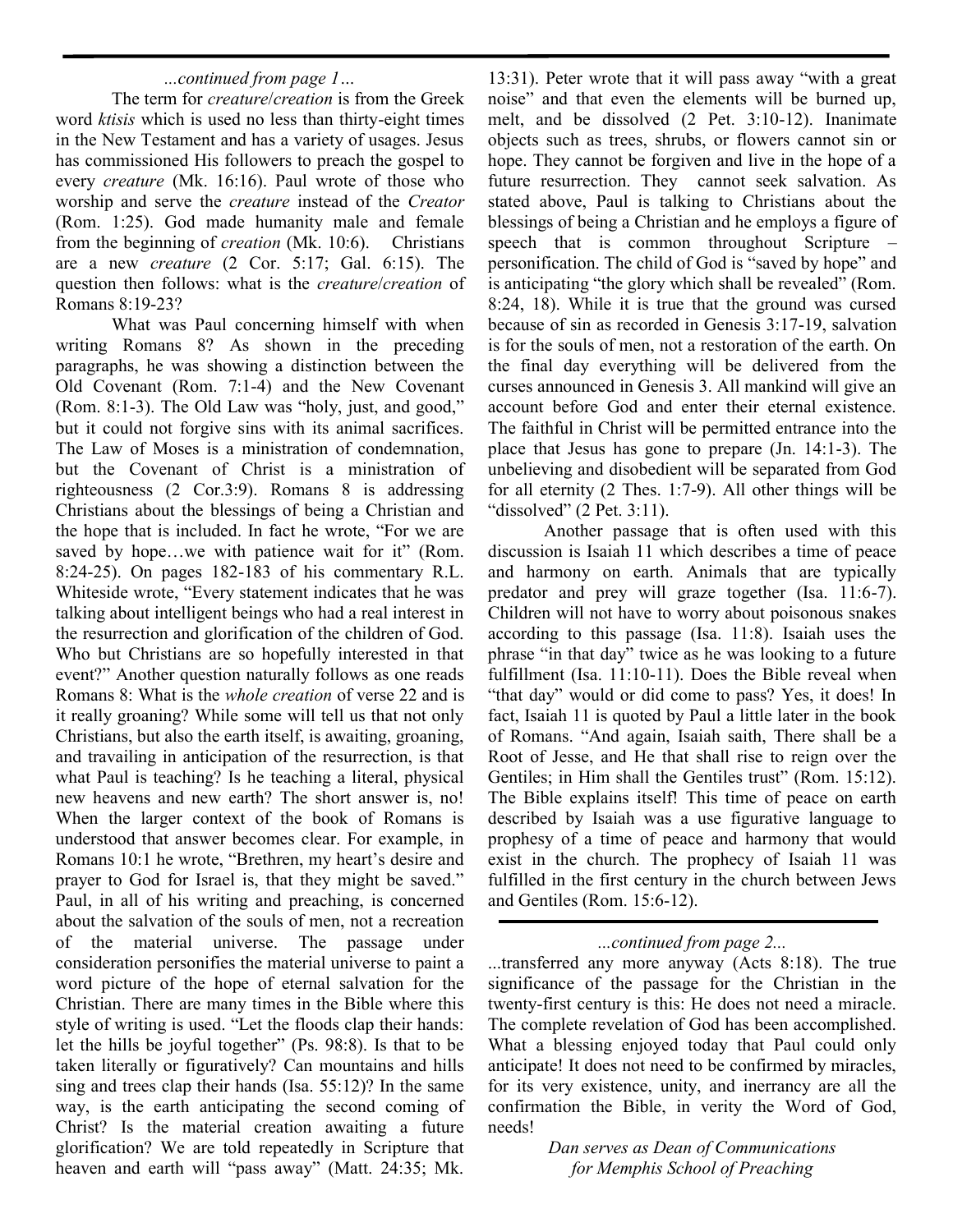*...continued from page 1...*

The term for *creature*/*creation* is from the Greek word *ktisis* which is used no less than thirty-eight times in the New Testament and has a variety of usages. Jesus has commissioned His followers to preach the gospel to every *creature* (Mk. 16:16). Paul wrote of those who worship and serve the *creature* instead of the *Creator* (Rom. 1:25). God made humanity male and female from the beginning of *creation* (Mk. 10:6). Christians are a new *creature* (2 Cor. 5:17; Gal. 6:15). The question then follows: what is the *creature*/*creation* of Romans 8:19-23?

What was Paul concerning himself with when writing Romans 8? As shown in the preceding paragraphs, he was showing a distinction between the Old Covenant (Rom. 7:1-4) and the New Covenant (Rom. 8:1-3). The Old Law was "holy, just, and good," but it could not forgive sins with its animal sacrifices. The Law of Moses is a ministration of condemnation, but the Covenant of Christ is a ministration of righteousness (2 Cor.3:9). Romans 8 is addressing Christians about the blessings of being a Christian and the hope that is included. In fact he wrote, "For we are saved by hope…we with patience wait for it" (Rom. 8:24-25). On pages 182-183 of his commentary R.L. Whiteside wrote, "Every statement indicates that he was talking about intelligent beings who had a real interest in the resurrection and glorification of the children of God. Who but Christians are so hopefully interested in that event?" Another question naturally follows as one reads Romans 8: What is the *whole creation* of verse 22 and is it really groaning? While some will tell us that not only Christians, but also the earth itself, is awaiting, groaning, and travailing in anticipation of the resurrection, is that what Paul is teaching? Is he teaching a literal, physical new heavens and new earth? The short answer is, no! When the larger context of the book of Romans is understood that answer becomes clear. For example, in Romans 10:1 he wrote, "Brethren, my heart's desire and prayer to God for Israel is, that they might be saved." Paul, in all of his writing and preaching, is concerned about the salvation of the souls of men, not a recreation of the material universe. The passage under consideration personifies the material universe to paint a word picture of the hope of eternal salvation for the Christian. There are many times in the Bible where this style of writing is used. "Let the floods clap their hands: let the hills be joyful together" (Ps. 98:8). Is that to be taken literally or figuratively? Can mountains and hills sing and trees clap their hands (Isa. 55:12)? In the same way, is the earth anticipating the second coming of Christ? Is the material creation awaiting a future glorification? We are told repeatedly in Scripture that heaven and earth will "pass away" (Matt. 24:35; Mk. 13:31). Peter wrote that it will pass away "with a great noise" and that even the elements will be burned up, melt, and be dissolved (2 Pet. 3:10-12). Inanimate objects such as trees, shrubs, or flowers cannot sin or hope. They cannot be forgiven and live in the hope of a future resurrection. They cannot seek salvation. As stated above, Paul is talking to Christians about the blessings of being a Christian and he employs a figure of speech that is common throughout Scripture – personification. The child of God is "saved by hope" and is anticipating "the glory which shall be revealed" (Rom. 8:24, 18). While it is true that the ground was cursed because of sin as recorded in Genesis 3:17-19, salvation is for the souls of men, not a restoration of the earth. On the final day everything will be delivered from the curses announced in Genesis 3. All mankind will give an account before God and enter their eternal existence. The faithful in Christ will be permitted entrance into the place that Jesus has gone to prepare (Jn. 14:1-3). The unbelieving and disobedient will be separated from God for all eternity (2 Thes. 1:7-9). All other things will be "dissolved" (2 Pet. 3:11).

Another passage that is often used with this discussion is Isaiah 11 which describes a time of peace and harmony on earth. Animals that are typically predator and prey will graze together (Isa. 11:6-7). Children will not have to worry about poisonous snakes according to this passage (Isa. 11:8). Isaiah uses the phrase "in that day" twice as he was looking to a future fulfillment (Isa. 11:10-11). Does the Bible reveal when "that day" would or did come to pass? Yes, it does! In fact, Isaiah 11 is quoted by Paul a little later in the book of Romans. "And again, Isaiah saith, There shall be a Root of Jesse, and He that shall rise to reign over the Gentiles; in Him shall the Gentiles trust" (Rom. 15:12). The Bible explains itself! This time of peace on earth described by Isaiah was a use figurative language to prophesy of a time of peace and harmony that would exist in the church. The prophecy of Isaiah 11 was fulfilled in the first century in the church between Jews and Gentiles (Rom. 15:6-12).

---

*...continued from page 2...*

...transferred any more anyway (Acts 8:18). The true significance of the passage for the Christian in the twenty-first century is this: He does not need a miracle. The complete revelation of God has been accomplished. What a blessing enjoyed today that Paul could only anticipate! It does not need to be confirmed by miracles, for its very existence, unity, and inerrancy are all the confirmation the Bible, in verity the Word of God, needs!

*Dan serves as Dean of Communications for Memphis School of Preaching*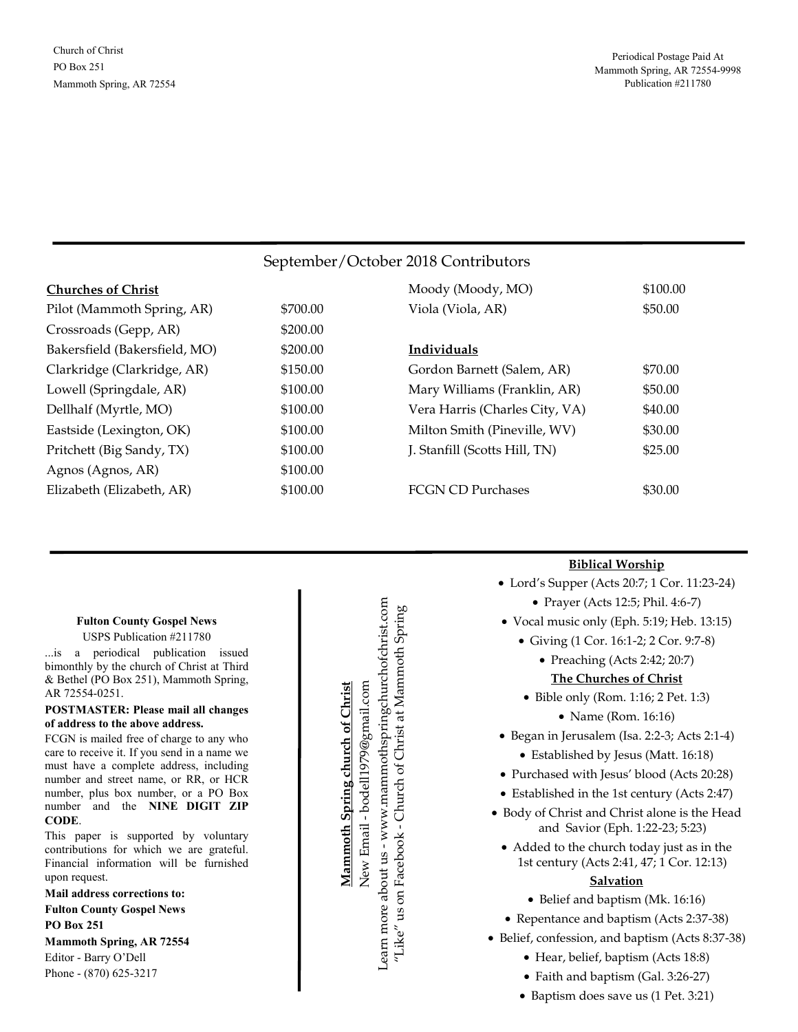Church of Christ
PO Box 251
Mammoth Spring, AR 72554

Periodical Postage Paid At
Mammoth Spring, AR 72554-9998
Publication #211780

## September/October 2018 Contributors

| | | | |
|---|---|---|---|
| **Churches of Christ** | | Moody (Moody, MO) | $100.00 |
| Pilot (Mammoth Spring, AR) | $700.00 | Viola (Viola, AR) | $50.00 |
| Crossroads (Gepp, AR) | $200.00 | | |
| Bakersfield (Bakersfield, MO) | $200.00 | **Individuals** | |
| Clarkridge (Clarkridge, AR) | $150.00 | Gordon Barnett (Salem, AR) | $70.00 |
| Lowell (Springdale, AR) | $100.00 | Mary Williams (Franklin, AR) | $50.00 |
| Dellhalf (Myrtle, MO) | $100.00 | Vera Harris (Charles City, VA) | $40.00 |
| Eastside (Lexington, OK) | $100.00 | Milton Smith (Pineville, WV) | $30.00 |
| Pritchett (Big Sandy, TX) | $100.00 | J. Stanfill (Scotts Hill, TN) | $25.00 |
| Agnos (Agnos, AR) | $100.00 | | |
| Elizabeth (Elizabeth, AR) | $100.00 | FCGN CD Purchases | $30.00 |

**Fulton County Gospel News**
USPS Publication #211780

...is a periodical publication issued bimonthly by the church of Christ at Third & Bethel (PO Box 251), Mammoth Spring, AR 72554-0251.

**POSTMASTER: Please mail all changes of address to the above address.**

FCGN is mailed free of charge to any who care to receive it. If you send in a name we must have a complete address, including number and street name, or RR, or HCR number, plus box number, or a PO Box number and the **NINE DIGIT ZIP CODE**.

This paper is supported by voluntary contributions for which we are grateful. Financial information will be furnished upon request.

**Mail address corrections to:**
**Fulton County Gospel News**
**PO Box 251**
**Mammoth Spring, AR 72554**
Editor - Barry O'Dell
Phone - (870) 625-3217

**Mammoth Spring church of Christ**
New Email - bodell1979@gmail.com
Learn more about us - www.mammothspringchurchofchrist.com
"Like" us on Facebook - Church of Christ at Mammoth Spring

**Biblical Worship**
- Lord's Supper (Acts 20:7; 1 Cor. 11:23-24)
- Prayer (Acts 12:5; Phil. 4:6-7)
- Vocal music only (Eph. 5:19; Heb. 13:15)
- Giving (1 Cor. 16:1-2; 2 Cor. 9:7-8)
- Preaching (Acts 2:42; 20:7)

**The Churches of Christ**
- Bible only (Rom. 1:16; 2 Pet. 1:3)
- Name (Rom. 16:16)
- Began in Jerusalem (Isa. 2:2-3; Acts 2:1-4)
- Established by Jesus (Matt. 16:18)
- Purchased with Jesus' blood (Acts 20:28)
- Established in the 1st century (Acts 2:47)
- Body of Christ and Christ alone is the Head and Savior (Eph. 1:22-23; 5:23)
- Added to the church today just as in the 1st century (Acts 2:41, 47; 1 Cor. 12:13)

**Salvation**
- Belief and baptism (Mk. 16:16)
- Repentance and baptism (Acts 2:37-38)
- Belief, confession, and baptism (Acts 8:37-38)
- Hear, belief, baptism (Acts 18:8)
- Faith and baptism (Gal. 3:26-27)
- Baptism does save us (1 Pet. 3:21)